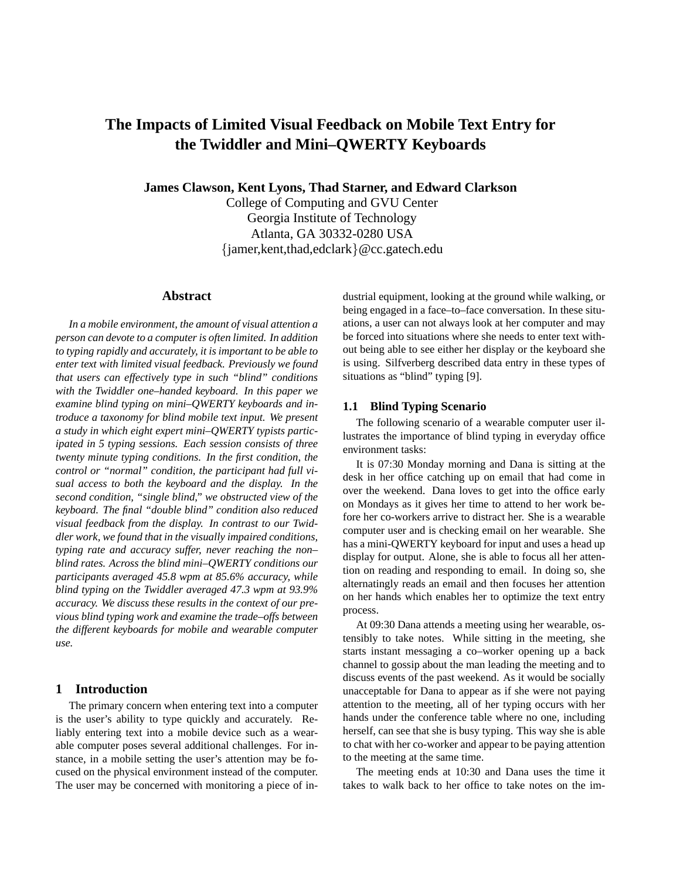# The Impacts of Limited Visual Feedback on Mobile Text Entry for the Twiddler and Mini–QWERTY Keyboards

**James Clawson, Kent Lyons, Thad Starner, and Edward Clarkson**
College of Computing and GVU Center
Georgia Institute of Technology
Atlanta, GA 30332-0280 USA
{jamer,kent,thad,edclark}@cc.gatech.edu

## Abstract

*In a mobile environment, the amount of visual attention a person can devote to a computer is often limited. In addition to typing rapidly and accurately, it is important to be able to enter text with limited visual feedback. Previously we found that users can effectively type in such "blind" conditions with the Twiddler one–handed keyboard. In this paper we examine blind typing on mini–QWERTY keyboards and introduce a taxonomy for blind mobile text input. We present a study in which eight expert mini–QWERTY typists participated in 5 typing sessions. Each session consists of three twenty minute typing conditions. In the first condition, the control or "normal" condition, the participant had full visual access to both the keyboard and the display. In the second condition, "single blind," we obstructed view of the keyboard. The final "double blind" condition also reduced visual feedback from the display. In contrast to our Twiddler work, we found that in the visually impaired conditions, typing rate and accuracy suffer, never reaching the non–blind rates. Across the blind mini–QWERTY conditions our participants averaged 45.8 wpm at 85.6% accuracy, while blind typing on the Twiddler averaged 47.3 wpm at 93.9% accuracy. We discuss these results in the context of our previous blind typing work and examine the trade–offs between the different keyboards for mobile and wearable computer use.*

## 1 Introduction

The primary concern when entering text into a computer is the user's ability to type quickly and accurately. Reliably entering text into a mobile device such as a wearable computer poses several additional challenges. For instance, in a mobile setting the user's attention may be focused on the physical environment instead of the computer. The user may be concerned with monitoring a piece of industrial equipment, looking at the ground while walking, or being engaged in a face–to–face conversation. In these situations, a user can not always look at her computer and may be forced into situations where she needs to enter text without being able to see either her display or the keyboard she is using. Silfverberg described data entry in these types of situations as "blind" typing [9].

### 1.1 Blind Typing Scenario

The following scenario of a wearable computer user illustrates the importance of blind typing in everyday office environment tasks:

It is 07:30 Monday morning and Dana is sitting at the desk in her office catching up on email that had come in over the weekend. Dana loves to get into the office early on Mondays as it gives her time to attend to her work before her co-workers arrive to distract her. She is a wearable computer user and is checking email on her wearable. She has a mini-QWERTY keyboard for input and uses a head up display for output. Alone, she is able to focus all her attention on reading and responding to email. In doing so, she alternatingly reads an email and then focuses her attention on her hands which enables her to optimize the text entry process.

At 09:30 Dana attends a meeting using her wearable, ostensibly to take notes. While sitting in the meeting, she starts instant messaging a co–worker opening up a back channel to gossip about the man leading the meeting and to discuss events of the past weekend. As it would be socially unacceptable for Dana to appear as if she were not paying attention to the meeting, all of her typing occurs with her hands under the conference table where no one, including herself, can see that she is busy typing. This way she is able to chat with her co-worker and appear to be paying attention to the meeting at the same time.

The meeting ends at 10:30 and Dana uses the time it takes to walk back to her office to take notes on the im-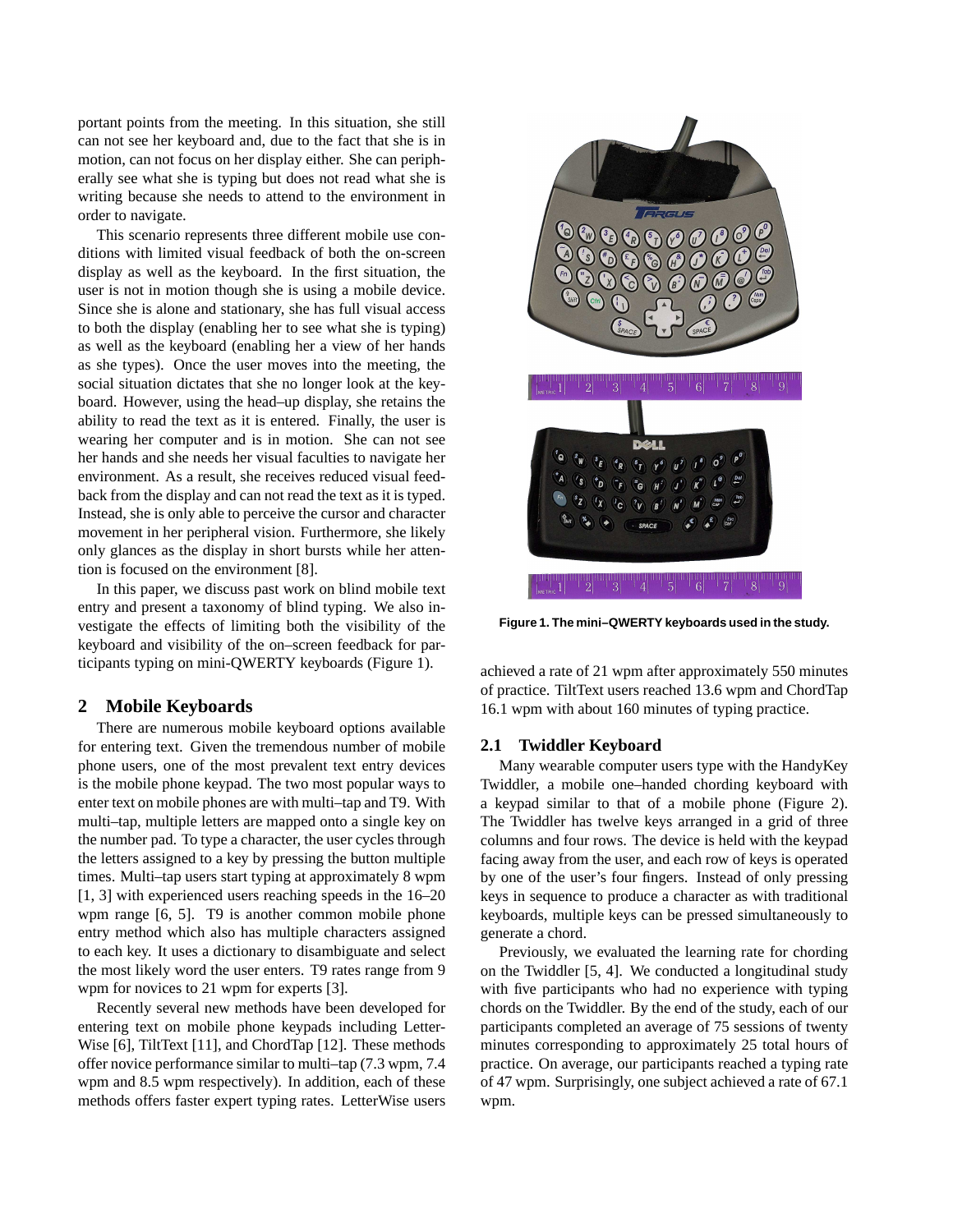portant points from the meeting. In this situation, she still can not see her keyboard and, due to the fact that she is in motion, can not focus on her display either. She can peripherally see what she is typing but does not read what she is writing because she needs to attend to the environment in order to navigate.

This scenario represents three different mobile use conditions with limited visual feedback of both the on-screen display as well as the keyboard. In the first situation, the user is not in motion though she is using a mobile device. Since she is alone and stationary, she has full visual access to both the display (enabling her to see what she is typing) as well as the keyboard (enabling her a view of her hands as she types). Once the user moves into the meeting, the social situation dictates that she no longer look at the keyboard. However, using the head–up display, she retains the ability to read the text as it is entered. Finally, the user is wearing her computer and is in motion. She can not see her hands and she needs her visual faculties to navigate her environment. As a result, she receives reduced visual feedback from the display and can not read the text as it is typed. Instead, she is only able to perceive the cursor and character movement in her peripheral vision. Furthermore, she likely only glances as the display in short bursts while her attention is focused on the environment [8].

In this paper, we discuss past work on blind mobile text entry and present a taxonomy of blind typing. We also investigate the effects of limiting both the visibility of the keyboard and visibility of the on–screen feedback for participants typing on mini-QWERTY keyboards (Figure 1).

Figure 1. The mini–QWERTY keyboards used in the study.

## 2 Mobile Keyboards

There are numerous mobile keyboard options available for entering text. Given the tremendous number of mobile phone users, one of the most prevalent text entry devices is the mobile phone keypad. The two most popular ways to enter text on mobile phones are with multi–tap and T9. With multi–tap, multiple letters are mapped onto a single key on the number pad. To type a character, the user cycles through the letters assigned to a key by pressing the button multiple times. Multi–tap users start typing at approximately 8 wpm [1, 3] with experienced users reaching speeds in the 16–20 wpm range [6, 5]. T9 is another common mobile phone entry method which also has multiple characters assigned to each key. It uses a dictionary to disambiguate and select the most likely word the user enters. T9 rates range from 9 wpm for novices to 21 wpm for experts [3].

Recently several new methods have been developed for entering text on mobile phone keypads including LetterWise [6], TiltText [11], and ChordTap [12]. These methods offer novice performance similar to multi–tap (7.3 wpm, 7.4 wpm and 8.5 wpm respectively). In addition, each of these methods offers faster expert typing rates. LetterWise users achieved a rate of 21 wpm after approximately 550 minutes of practice. TiltText users reached 13.6 wpm and ChordTap 16.1 wpm with about 160 minutes of typing practice.

### 2.1 Twiddler Keyboard

Many wearable computer users type with the HandyKey Twiddler, a mobile one–handed chording keyboard with a keypad similar to that of a mobile phone (Figure 2). The Twiddler has twelve keys arranged in a grid of three columns and four rows. The device is held with the keypad facing away from the user, and each row of keys is operated by one of the user's four fingers. Instead of only pressing keys in sequence to produce a character as with traditional keyboards, multiple keys can be pressed simultaneously to generate a chord.

Previously, we evaluated the learning rate for chording on the Twiddler [5, 4]. We conducted a longitudinal study with five participants who had no experience with typing chords on the Twiddler. By the end of the study, each of our participants completed an average of 75 sessions of twenty minutes corresponding to approximately 25 total hours of practice. On average, our participants reached a typing rate of 47 wpm. Surprisingly, one subject achieved a rate of 67.1 wpm.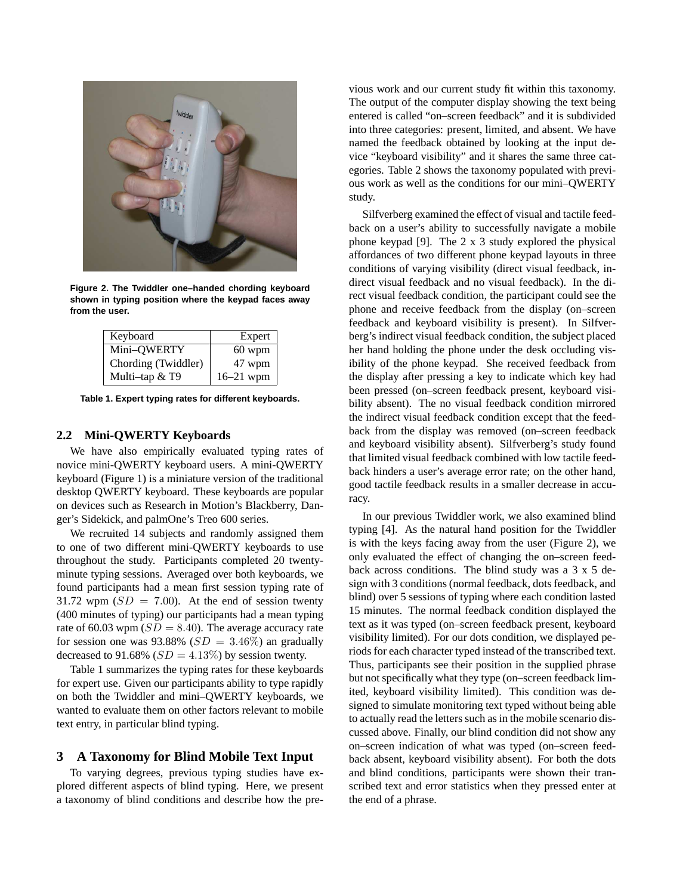Figure 2. The Twiddler one–handed chording keyboard shown in typing position where the keypad faces away from the user.

| Keyboard | Expert |
| --- | --- |
| Mini–QWERTY | 60 wpm |
| Chording (Twiddler) | 47 wpm |
| Multi–tap & T9 | 16–21 wpm |

Table 1. Expert typing rates for different keyboards.

### 2.2 Mini-QWERTY Keyboards

We have also empirically evaluated typing rates of novice mini-QWERTY keyboard users. A mini-QWERTY keyboard (Figure 1) is a miniature version of the traditional desktop QWERTY keyboard. These keyboards are popular on devices such as Research in Motion's Blackberry, Danger's Sidekick, and palmOne's Treo 600 series.

We recruited 14 subjects and randomly assigned them to one of two different mini-QWERTY keyboards to use throughout the study. Participants completed 20 twenty-minute typing sessions. Averaged over both keyboards, we found participants had a mean first session typing rate of 31.72 wpm ($SD = 7.00$). At the end of session twenty (400 minutes of typing) our participants had a mean typing rate of 60.03 wpm ($SD = 8.40$). The average accuracy rate for session one was 93.88% ($SD = 3.46\%$) an gradually decreased to 91.68% ($SD = 4.13\%$) by session twenty.

Table 1 summarizes the typing rates for these keyboards for expert use. Given our participants ability to type rapidly on both the Twiddler and mini–QWERTY keyboards, we wanted to evaluate them on other factors relevant to mobile text entry, in particular blind typing.

## 3 A Taxonomy for Blind Mobile Text Input

To varying degrees, previous typing studies have explored different aspects of blind typing. Here, we present a taxonomy of blind conditions and describe how the previous work and our current study fit within this taxonomy. The output of the computer display showing the text being entered is called "on–screen feedback" and it is subdivided into three categories: present, limited, and absent. We have named the feedback obtained by looking at the input device "keyboard visibility" and it shares the same three categories. Table 2 shows the taxonomy populated with previous work as well as the conditions for our mini–QWERTY study.

Silfverberg examined the effect of visual and tactile feedback on a user's ability to successfully navigate a mobile phone keypad [9]. The 2 x 3 study explored the physical affordances of two different phone keypad layouts in three conditions of varying visibility (direct visual feedback, indirect visual feedback and no visual feedback). In the direct visual feedback condition, the participant could see the phone and receive feedback from the display (on–screen feedback and keyboard visibility is present). In Silfverberg's indirect visual feedback condition, the subject placed her hand holding the phone under the desk occluding visibility of the phone keypad. She received feedback from the display after pressing a key to indicate which key had been pressed (on–screen feedback present, keyboard visibility absent). The no visual feedback condition mirrored the indirect visual feedback condition except that the feedback from the display was removed (on–screen feedback and keyboard visibility absent). Silfverberg's study found that limited visual feedback combined with low tactile feedback hinders a user's average error rate; on the other hand, good tactile feedback results in a smaller decrease in accuracy.

In our previous Twiddler work, we also examined blind typing [4]. As the natural hand position for the Twiddler is with the keys facing away from the user (Figure 2), we only evaluated the effect of changing the on–screen feedback across conditions. The blind study was a 3 x 5 design with 3 conditions (normal feedback, dots feedback, and blind) over 5 sessions of typing where each condition lasted 15 minutes. The normal feedback condition displayed the text as it was typed (on–screen feedback present, keyboard visibility limited). For our dots condition, we displayed periods for each character typed instead of the transcribed text. Thus, participants see their position in the supplied phrase but not specifically what they type (on–screen feedback limited, keyboard visibility limited). This condition was designed to simulate monitoring text typed without being able to actually read the letters such as in the mobile scenario discussed above. Finally, our blind condition did not show any on–screen indication of what was typed (on–screen feedback absent, keyboard visibility absent). For both the dots and blind conditions, participants were shown their transcribed text and error statistics when they pressed enter at the end of a phrase.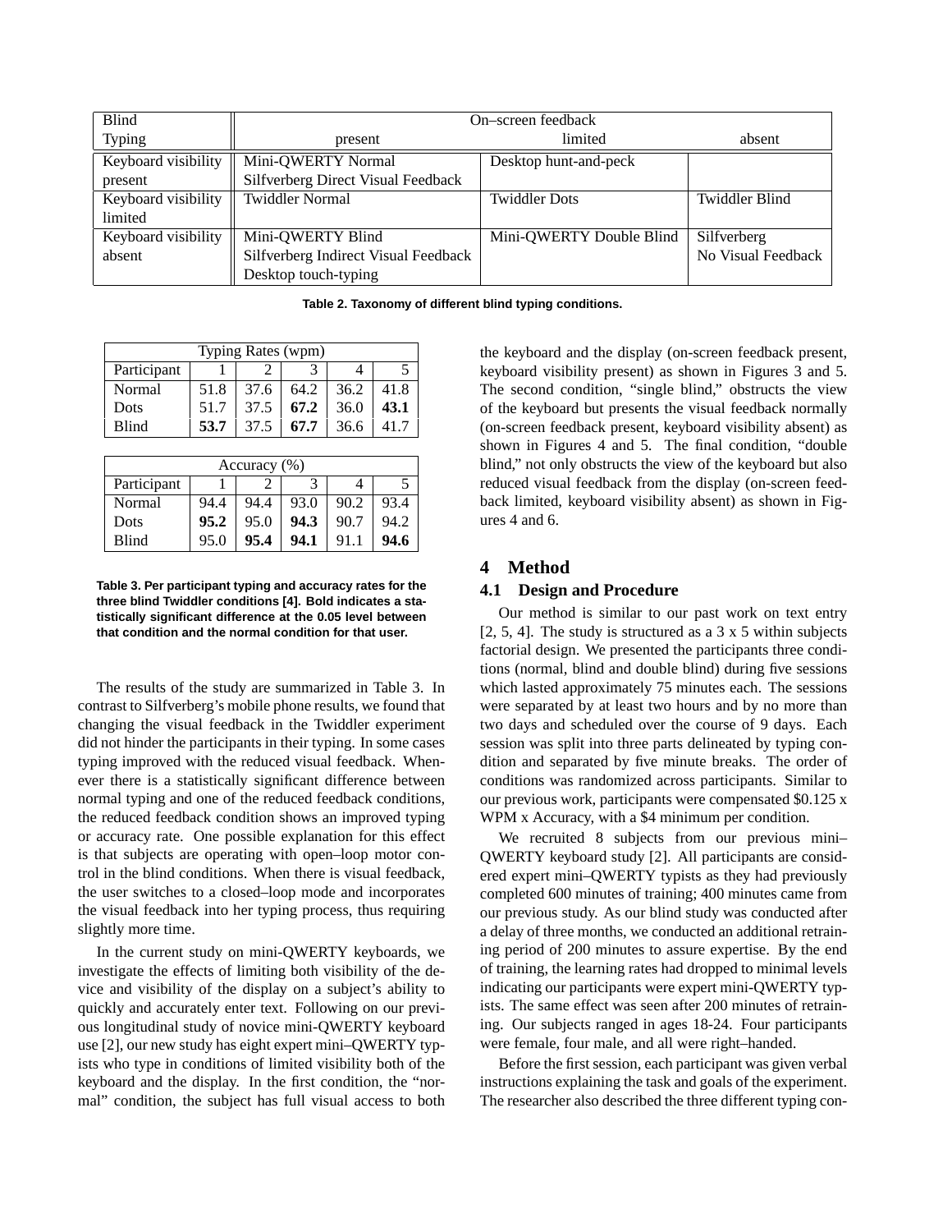| Blind Typing | On–screen feedback present | limited | absent |
|---|---|---|---|
| Keyboard visibility present | Mini-QWERTY Normal<br>Silfverberg Direct Visual Feedback | Desktop hunt-and-peck | |
| Keyboard visibility limited | Twiddler Normal | Twiddler Dots | Twiddler Blind |
| Keyboard visibility absent | Mini-QWERTY Blind<br>Silfverberg Indirect Visual Feedback<br>Desktop touch-typing | Mini-QWERTY Double Blind | Silfverberg<br>No Visual Feedback |

**Table 2. Taxonomy of different blind typing conditions.**

| Typing Rates (wpm) | | | | | |
|---|---|---|---|---|---|
| Participant | 1 | 2 | 3 | 4 | 5 |
| Normal | 51.8 | 37.6 | 64.2 | 36.2 | 41.8 |
| Dots | 51.7 | 37.5 | **67.2** | 36.0 | **43.1** |
| Blind | **53.7** | 37.5 | **67.7** | 36.6 | 41.7 |

| Accuracy (%) | | | | | |
|---|---|---|---|---|---|
| Participant | 1 | 2 | 3 | 4 | 5 |
| Normal | 94.4 | 94.4 | 93.0 | 90.2 | 93.4 |
| Dots | **95.2** | 95.0 | **94.3** | 90.7 | 94.2 |
| Blind | 95.0 | **95.4** | **94.1** | 91.1 | **94.6** |

**Table 3. Per participant typing and accuracy rates for the three blind Twiddler conditions [4]. Bold indicates a statistically significant difference at the 0.05 level between that condition and the normal condition for that user.**

The results of the study are summarized in Table 3. In contrast to Silfverberg's mobile phone results, we found that changing the visual feedback in the Twiddler experiment did not hinder the participants in their typing. In some cases typing improved with the reduced visual feedback. Whenever there is a statistically significant difference between normal typing and one of the reduced feedback conditions, the reduced feedback condition shows an improved typing or accuracy rate. One possible explanation for this effect is that subjects are operating with open–loop motor control in the blind conditions. When there is visual feedback, the user switches to a closed–loop mode and incorporates the visual feedback into her typing process, thus requiring slightly more time.

In the current study on mini-QWERTY keyboards, we investigate the effects of limiting both visibility of the device and visibility of the display on a subject's ability to quickly and accurately enter text. Following on our previous longitudinal study of novice mini-QWERTY keyboard use [2], our new study has eight expert mini–QWERTY typists who type in conditions of limited visibility both of the keyboard and the display. In the first condition, the "normal" condition, the subject has full visual access to both the keyboard and the display (on-screen feedback present, keyboard visibility present) as shown in Figures 3 and 5. The second condition, "single blind," obstructs the view of the keyboard but presents the visual feedback normally (on-screen feedback present, keyboard visibility absent) as shown in Figures 4 and 5. The final condition, "double blind," not only obstructs the view of the keyboard but also reduced visual feedback from the display (on-screen feedback limited, keyboard visibility absent) as shown in Figures 4 and 6.

# 4 Method

## 4.1 Design and Procedure

Our method is similar to our past work on text entry [2, 5, 4]. The study is structured as a 3 x 5 within subjects factorial design. We presented the participants three conditions (normal, blind and double blind) during five sessions which lasted approximately 75 minutes each. The sessions were separated by at least two hours and by no more than two days and scheduled over the course of 9 days. Each session was split into three parts delineated by typing condition and separated by five minute breaks. The order of conditions was randomized across participants. Similar to our previous work, participants were compensated \$0.125 x WPM x Accuracy, with a \$4 minimum per condition.

We recruited 8 subjects from our previous mini–QWERTY keyboard study [2]. All participants are considered expert mini–QWERTY typists as they had previously completed 600 minutes of training; 400 minutes came from our previous study. As our blind study was conducted after a delay of three months, we conducted an additional retraining period of 200 minutes to assure expertise. By the end of training, the learning rates had dropped to minimal levels indicating our participants were expert mini-QWERTY typists. The same effect was seen after 200 minutes of retraining. Our subjects ranged in ages 18-24. Four participants were female, four male, and all were right–handed.

Before the first session, each participant was given verbal instructions explaining the task and goals of the experiment. The researcher also described the three different typing con-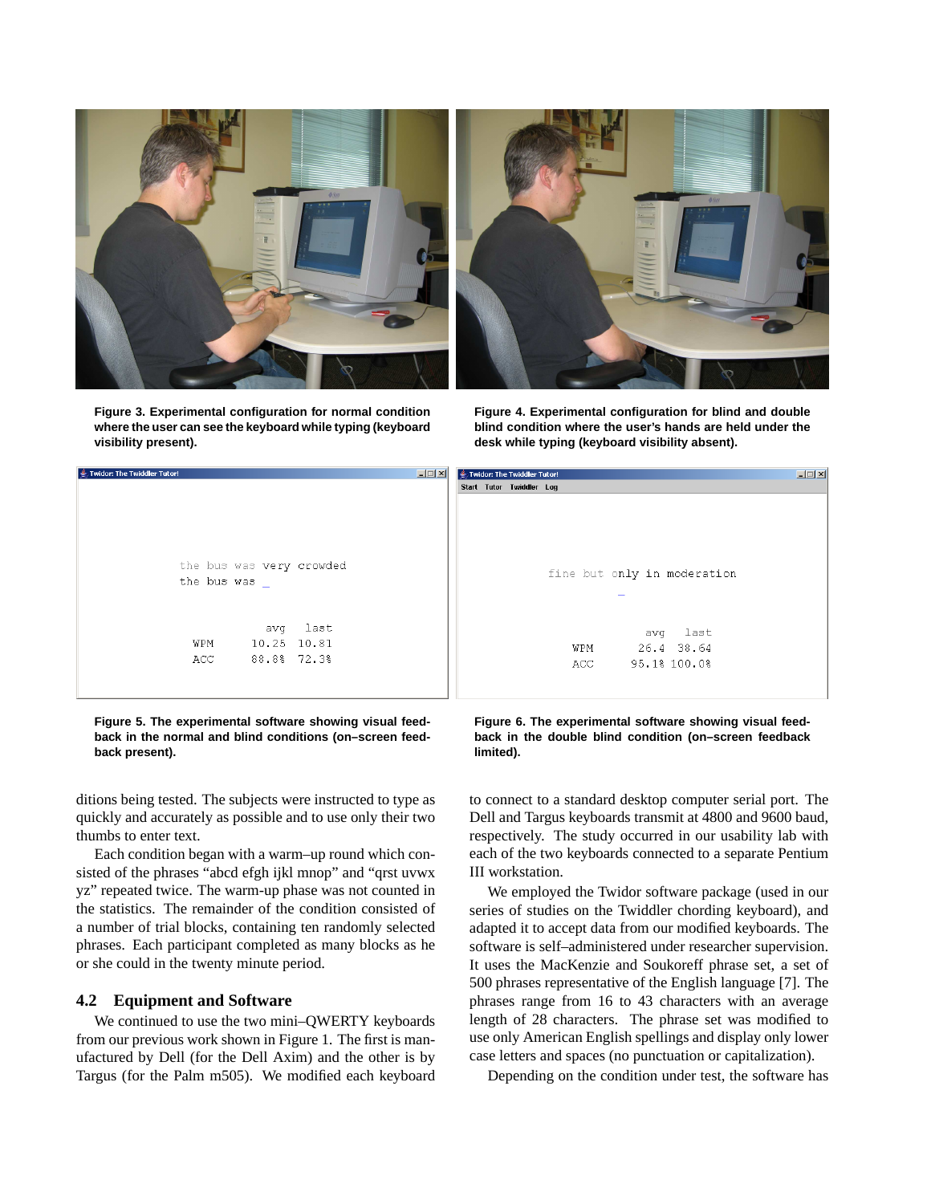**Figure 3. Experimental configuration for normal condition where the user can see the keyboard while typing (keyboard visibility present).**

**Figure 4. Experimental configuration for blind and double blind condition where the user's hands are held under the desk while typing (keyboard visibility absent).**

**Figure 5. The experimental software showing visual feedback in the normal and blind conditions (on–screen feedback present).**

**Figure 6. The experimental software showing visual feedback in the double blind condition (on–screen feedback limited).**

ditions being tested. The subjects were instructed to type as quickly and accurately as possible and to use only their two thumbs to enter text.

Each condition began with a warm–up round which consisted of the phrases "abcd efgh ijkl mnop" and "qrst uvwx yz" repeated twice. The warm-up phase was not counted in the statistics. The remainder of the condition consisted of a number of trial blocks, containing ten randomly selected phrases. Each participant completed as many blocks as he or she could in the twenty minute period.

### 4.2 Equipment and Software

We continued to use the two mini–QWERTY keyboards from our previous work shown in Figure 1. The first is manufactured by Dell (for the Dell Axim) and the other is by Targus (for the Palm m505). We modified each keyboard to connect to a standard desktop computer serial port. The Dell and Targus keyboards transmit at 4800 and 9600 baud, respectively. The study occurred in our usability lab with each of the two keyboards connected to a separate Pentium III workstation.

We employed the Twidor software package (used in our series of studies on the Twiddler chording keyboard), and adapted it to accept data from our modified keyboards. The software is self–administered under researcher supervision. It uses the MacKenzie and Soukoreff phrase set, a set of 500 phrases representative of the English language [7]. The phrases range from 16 to 43 characters with an average length of 28 characters. The phrase set was modified to use only American English spellings and display only lower case letters and spaces (no punctuation or capitalization).

Depending on the condition under test, the software has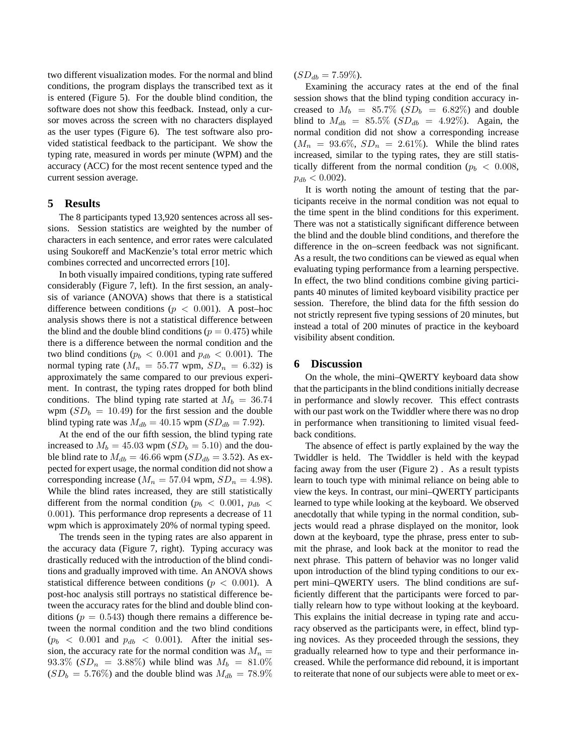two different visualization modes. For the normal and blind conditions, the program displays the transcribed text as it is entered (Figure 5). For the double blind condition, the software does not show this feedback. Instead, only a cursor moves across the screen with no characters displayed as the user types (Figure 6). The test software also provided statistical feedback to the participant. We show the typing rate, measured in words per minute (WPM) and the accuracy (ACC) for the most recent sentence typed and the current session average.

## 5 Results

The 8 participants typed 13,920 sentences across all sessions. Session statistics are weighted by the number of characters in each sentence, and error rates were calculated using Soukoreff and MacKenzie's total error metric which combines corrected and uncorrected errors [10].

In both visually impaired conditions, typing rate suffered considerably (Figure 7, left). In the first session, an analysis of variance (ANOVA) shows that there is a statistical difference between conditions ($p < 0.001$). A post–hoc analysis shows there is not a statistical difference between the blind and the double blind conditions ($p = 0.475$) while there is a difference between the normal condition and the two blind conditions ($p_b < 0.001$ and $p_{db} < 0.001$). The normal typing rate ($M_n = 55.77$ wpm, $SD_n = 6.32$) is approximately the same compared to our previous experiment. In contrast, the typing rates dropped for both blind conditions. The blind typing rate started at $M_b = 36.74$ wpm ($SD_b = 10.49$) for the first session and the double blind typing rate was $M_{db} = 40.15$ wpm ($SD_{db} = 7.92$).

At the end of the our fifth session, the blind typing rate increased to $M_b = 45.03$ wpm ($SD_b = 5.10$) and the double blind rate to $M_{db} = 46.66$ wpm ($SD_{db} = 3.52$). As expected for expert usage, the normal condition did not show a corresponding increase ($M_n = 57.04$ wpm, $SD_n = 4.98$). While the blind rates increased, they are still statistically different from the normal condition ($p_b < 0.001$, $p_{db} < 0.001$). This performance drop represents a decrease of 11 wpm which is approximately 20% of normal typing speed.

The trends seen in the typing rates are also apparent in the accuracy data (Figure 7, right). Typing accuracy was drastically reduced with the introduction of the blind conditions and gradually improved with time. An ANOVA shows statistical difference between conditions ($p < 0.001$). A post-hoc analysis still portrays no statistical difference between the accuracy rates for the blind and double blind conditions ($p = 0.543$) though there remains a difference between the normal condition and the two blind conditions ($p_b < 0.001$ and $p_{db} < 0.001$). After the initial session, the accuracy rate for the normal condition was $M_n = 93.3\%$ ($SD_n = 3.88\%$) while blind was $M_b = 81.0\%$ ($SD_b = 5.76\%$) and the double blind was $M_{db} = 78.9\%$ ($SD_{db} = 7.59\%$).

Examining the accuracy rates at the end of the final session shows that the blind typing condition accuracy increased to $M_b = 85.7\%$ ($SD_b = 6.82\%$) and double blind to $M_{db} = 85.5\%$ ($SD_{db} = 4.92\%$). Again, the normal condition did not show a corresponding increase ($M_n = 93.6\%$, $SD_n = 2.61\%$). While the blind rates increased, similar to the typing rates, they are still statistically different from the normal condition ($p_b < 0.008$, $p_{db} < 0.002$).

It is worth noting the amount of testing that the participants receive in the normal condition was not equal to the time spent in the blind conditions for this experiment. There was not a statistically significant difference between the blind and the double blind conditions, and therefore the difference in the on–screen feedback was not significant. As a result, the two conditions can be viewed as equal when evaluating typing performance from a learning perspective. In effect, the two blind conditions combine giving participants 40 minutes of limited keyboard visibility practice per session. Therefore, the blind data for the fifth session do not strictly represent five typing sessions of 20 minutes, but instead a total of 200 minutes of practice in the keyboard visibility absent condition.

## 6 Discussion

On the whole, the mini–QWERTY keyboard data show that the participants in the blind conditions initially decrease in performance and slowly recover. This effect contrasts with our past work on the Twiddler where there was no drop in performance when transitioning to limited visual feedback conditions.

The absence of effect is partly explained by the way the Twiddler is held. The Twiddler is held with the keypad facing away from the user (Figure 2) . As a result typists learn to touch type with minimal reliance on being able to view the keys. In contrast, our mini–QWERTY participants learned to type while looking at the keyboard. We observed anecdotally that while typing in the normal condition, subjects would read a phrase displayed on the monitor, look down at the keyboard, type the phrase, press enter to submit the phrase, and look back at the monitor to read the next phrase. This pattern of behavior was no longer valid upon introduction of the blind typing conditions to our expert mini–QWERTY users. The blind conditions are sufficiently different that the participants were forced to partially relearn how to type without looking at the keyboard. This explains the initial decrease in typing rate and accuracy observed as the participants were, in effect, blind typing novices. As they proceeded through the sessions, they gradually relearned how to type and their performance increased. While the performance did rebound, it is important to reiterate that none of our subjects were able to meet or ex-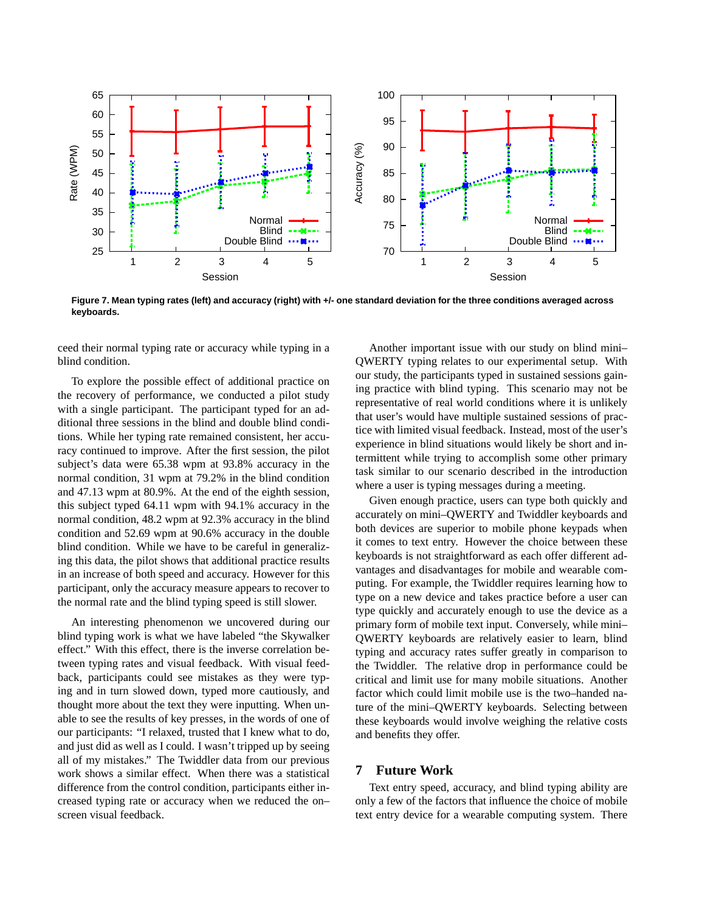Rate (WPM)

65
60
55
50
45
40
35
30
25

1 2 3 4 5

Session

Normal
Blind
Double Blind

Accuracy (%)

100
95
90
85
80
75
70

1 2 3 4 5

Session

Normal
Blind
Double Blind

**Figure 7. Mean typing rates (left) and accuracy (right) with +/- one standard deviation for the three conditions averaged across keyboards.**

ceed their normal typing rate or accuracy while typing in a blind condition.

To explore the possible effect of additional practice on the recovery of performance, we conducted a pilot study with a single participant. The participant typed for an additional three sessions in the blind and double blind conditions. While her typing rate remained consistent, her accuracy continued to improve. After the first session, the pilot subject's data were 65.38 wpm at 93.8% accuracy in the normal condition, 31 wpm at 79.2% in the blind condition and 47.13 wpm at 80.9%. At the end of the eighth session, this subject typed 64.11 wpm with 94.1% accuracy in the normal condition, 48.2 wpm at 92.3% accuracy in the blind condition and 52.69 wpm at 90.6% accuracy in the double blind condition. While we have to be careful in generalizing this data, the pilot shows that additional practice results in an increase of both speed and accuracy. However for this participant, only the accuracy measure appears to recover to the normal rate and the blind typing speed is still slower.

An interesting phenomenon we uncovered during our blind typing work is what we have labeled "the Skywalker effect." With this effect, there is the inverse correlation between typing rates and visual feedback. With visual feedback, participants could see mistakes as they were typing and in turn slowed down, typed more cautiously, and thought more about the text they were inputting. When unable to see the results of key presses, in the words of one of our participants: "I relaxed, trusted that I knew what to do, and just did as well as I could. I wasn't tripped up by seeing all of my mistakes." The Twiddler data from our previous work shows a similar effect. When there was a statistical difference from the control condition, participants either increased typing rate or accuracy when we reduced the on–screen visual feedback.

Another important issue with our study on blind mini–QWERTY typing relates to our experimental setup. With our study, the participants typed in sustained sessions gaining practice with blind typing. This scenario may not be representative of real world conditions where it is unlikely that user's would have multiple sustained sessions of practice with limited visual feedback. Instead, most of the user's experience in blind situations would likely be short and intermittent while trying to accomplish some other primary task similar to our scenario described in the introduction where a user is typing messages during a meeting.

Given enough practice, users can type both quickly and accurately on mini–QWERTY and Twiddler keyboards and both devices are superior to mobile phone keypads when it comes to text entry. However the choice between these keyboards is not straightforward as each offer different advantages and disadvantages for mobile and wearable computing. For example, the Twiddler requires learning how to type on a new device and takes practice before a user can type quickly and accurately enough to use the device as a primary form of mobile text input. Conversely, while mini–QWERTY keyboards are relatively easier to learn, blind typing and accuracy rates suffer greatly in comparison to the Twiddler. The relative drop in performance could be critical and limit use for many mobile situations. Another factor which could limit mobile use is the two–handed nature of the mini–QWERTY keyboards. Selecting between these keyboards would involve weighing the relative costs and benefits they offer.

## 7 Future Work

Text entry speed, accuracy, and blind typing ability are only a few of the factors that influence the choice of mobile text entry device for a wearable computing system. There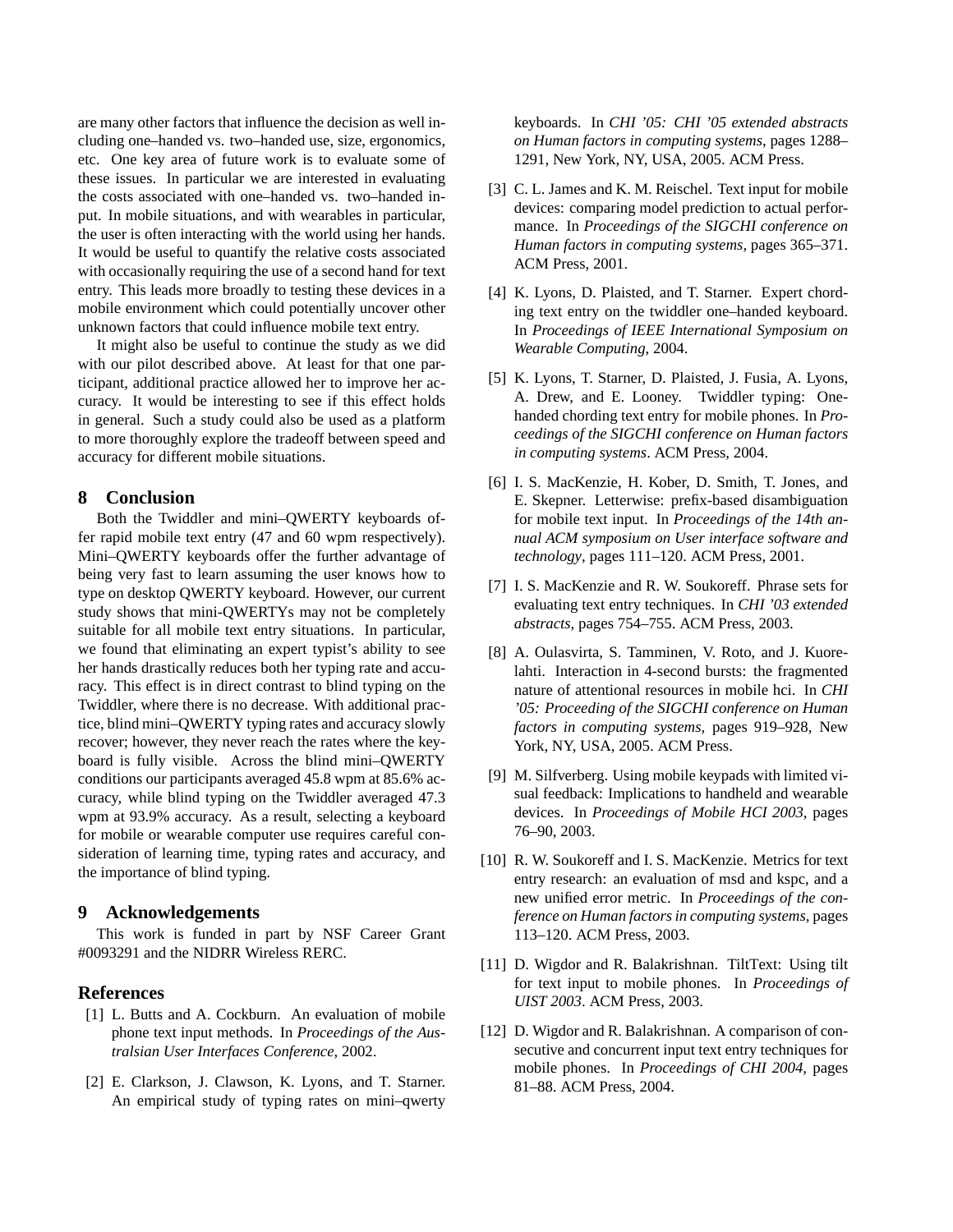are many other factors that influence the decision as well including one–handed vs. two–handed use, size, ergonomics, etc. One key area of future work is to evaluate some of these issues. In particular we are interested in evaluating the costs associated with one–handed vs. two–handed input. In mobile situations, and with wearables in particular, the user is often interacting with the world using her hands. It would be useful to quantify the relative costs associated with occasionally requiring the use of a second hand for text entry. This leads more broadly to testing these devices in a mobile environment which could potentially uncover other unknown factors that could influence mobile text entry.

It might also be useful to continue the study as we did with our pilot described above. At least for that one participant, additional practice allowed her to improve her accuracy. It would be interesting to see if this effect holds in general. Such a study could also be used as a platform to more thoroughly explore the tradeoff between speed and accuracy for different mobile situations.

## 8 Conclusion

Both the Twiddler and mini–QWERTY keyboards offer rapid mobile text entry (47 and 60 wpm respectively). Mini–QWERTY keyboards offer the further advantage of being very fast to learn assuming the user knows how to type on desktop QWERTY keyboard. However, our current study shows that mini-QWERTYs may not be completely suitable for all mobile text entry situations. In particular, we found that eliminating an expert typist's ability to see her hands drastically reduces both her typing rate and accuracy. This effect is in direct contrast to blind typing on the Twiddler, where there is no decrease. With additional practice, blind mini–QWERTY typing rates and accuracy slowly recover; however, they never reach the rates where the keyboard is fully visible. Across the blind mini–QWERTY conditions our participants averaged 45.8 wpm at 85.6% accuracy, while blind typing on the Twiddler averaged 47.3 wpm at 93.9% accuracy. As a result, selecting a keyboard for mobile or wearable computer use requires careful consideration of learning time, typing rates and accuracy, and the importance of blind typing.

## 9 Acknowledgements

This work is funded in part by NSF Career Grant #0093291 and the NIDRR Wireless RERC.

## References

[1] L. Butts and A. Cockburn. An evaluation of mobile phone text input methods. In *Proceedings of the Australasian User Interfaces Conference*, 2002.

[2] E. Clarkson, J. Clawson, K. Lyons, and T. Starner. An empirical study of typing rates on mini–qwerty keyboards. In *CHI '05: CHI '05 extended abstracts on Human factors in computing systems*, pages 1288–1291, New York, NY, USA, 2005. ACM Press.

[3] C. L. James and K. M. Reischel. Text input for mobile devices: comparing model prediction to actual performance. In *Proceedings of the SIGCHI conference on Human factors in computing systems*, pages 365–371. ACM Press, 2001.

[4] K. Lyons, D. Plaisted, and T. Starner. Expert chording text entry on the twiddler one–handed keyboard. In *Proceedings of IEEE International Symposium on Wearable Computing*, 2004.

[5] K. Lyons, T. Starner, D. Plaisted, J. Fusia, A. Lyons, A. Drew, and E. Looney. Twiddler typing: One-handed chording text entry for mobile phones. In *Proceedings of the SIGCHI conference on Human factors in computing systems*. ACM Press, 2004.

[6] I. S. MacKenzie, H. Kober, D. Smith, T. Jones, and E. Skepner. Letterwise: prefix-based disambiguation for mobile text input. In *Proceedings of the 14th annual ACM symposium on User interface software and technology*, pages 111–120. ACM Press, 2001.

[7] I. S. MacKenzie and R. W. Soukoreff. Phrase sets for evaluating text entry techniques. In *CHI '03 extended abstracts*, pages 754–755. ACM Press, 2003.

[8] A. Oulasvirta, S. Tamminen, V. Roto, and J. Kuorelahti. Interaction in 4-second bursts: the fragmented nature of attentional resources in mobile hci. In *CHI '05: Proceeding of the SIGCHI conference on Human factors in computing systems*, pages 919–928, New York, NY, USA, 2005. ACM Press.

[9] M. Silfverberg. Using mobile keypads with limited visual feedback: Implications to handheld and wearable devices. In *Proceedings of Mobile HCI 2003*, pages 76–90, 2003.

[10] R. W. Soukoreff and I. S. MacKenzie. Metrics for text entry research: an evaluation of msd and kspc, and a new unified error metric. In *Proceedings of the conference on Human factors in computing systems*, pages 113–120. ACM Press, 2003.

[11] D. Wigdor and R. Balakrishnan. TiltText: Using tilt for text input to mobile phones. In *Proceedings of UIST 2003*. ACM Press, 2003.

[12] D. Wigdor and R. Balakrishnan. A comparison of consecutive and concurrent input text entry techniques for mobile phones. In *Proceedings of CHI 2004*, pages 81–88. ACM Press, 2004.